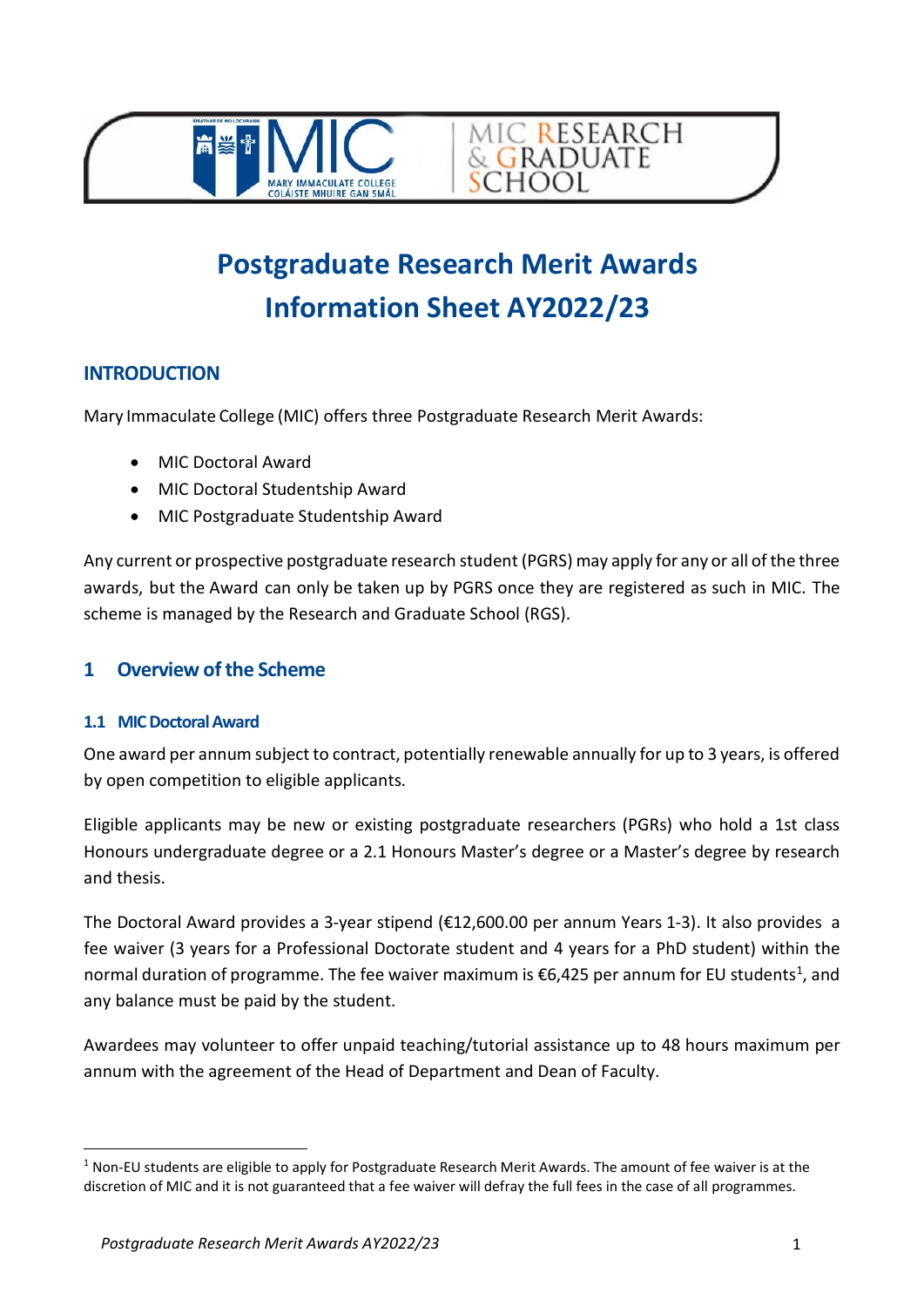# Postgraduate Research Merit Awards Information Sheet AY2022/23

## INTRODUCTION

Mary Immaculate College (MIC) offers three Postgraduate Research Merit Awards:

- MIC Doctoral Award
- MIC Doctoral Studentship Award
- MIC Postgraduate Studentship Award

Any current or prospective postgraduate research student (PGRS) may apply for any or all of the three awards, but the Award can only be taken up by PGRS once they are registered as such in MIC. The scheme is managed by the Research and Graduate School (RGS).

## 1 Overview of the Scheme

### 1.1 MIC Doctoral Award

One award per annum subject to contract, potentially renewable annually for up to 3 years, is offered by open competition to eligible applicants.

Eligible applicants may be new or existing postgraduate researchers (PGRs) who hold a 1st class Honours undergraduate degree or a 2.1 Honours Master's degree or a Master's degree by research and thesis.

The Doctoral Award provides a 3-year stipend (€12,600.00 per annum Years 1-3). It also provides a fee waiver (3 years for a Professional Doctorate student and 4 years for a PhD student) within the normal duration of programme. The fee waiver maximum is €6,425 per annum for EU students[1], and any balance must be paid by the student.

Awardees may volunteer to offer unpaid teaching/tutorial assistance up to 48 hours maximum per annum with the agreement of the Head of Department and Dean of Faculty.

[1] Non-EU students are eligible to apply for Postgraduate Research Merit Awards. The amount of fee waiver is at the discretion of MIC and it is not guaranteed that a fee waiver will defray the full fees in the case of all programmes.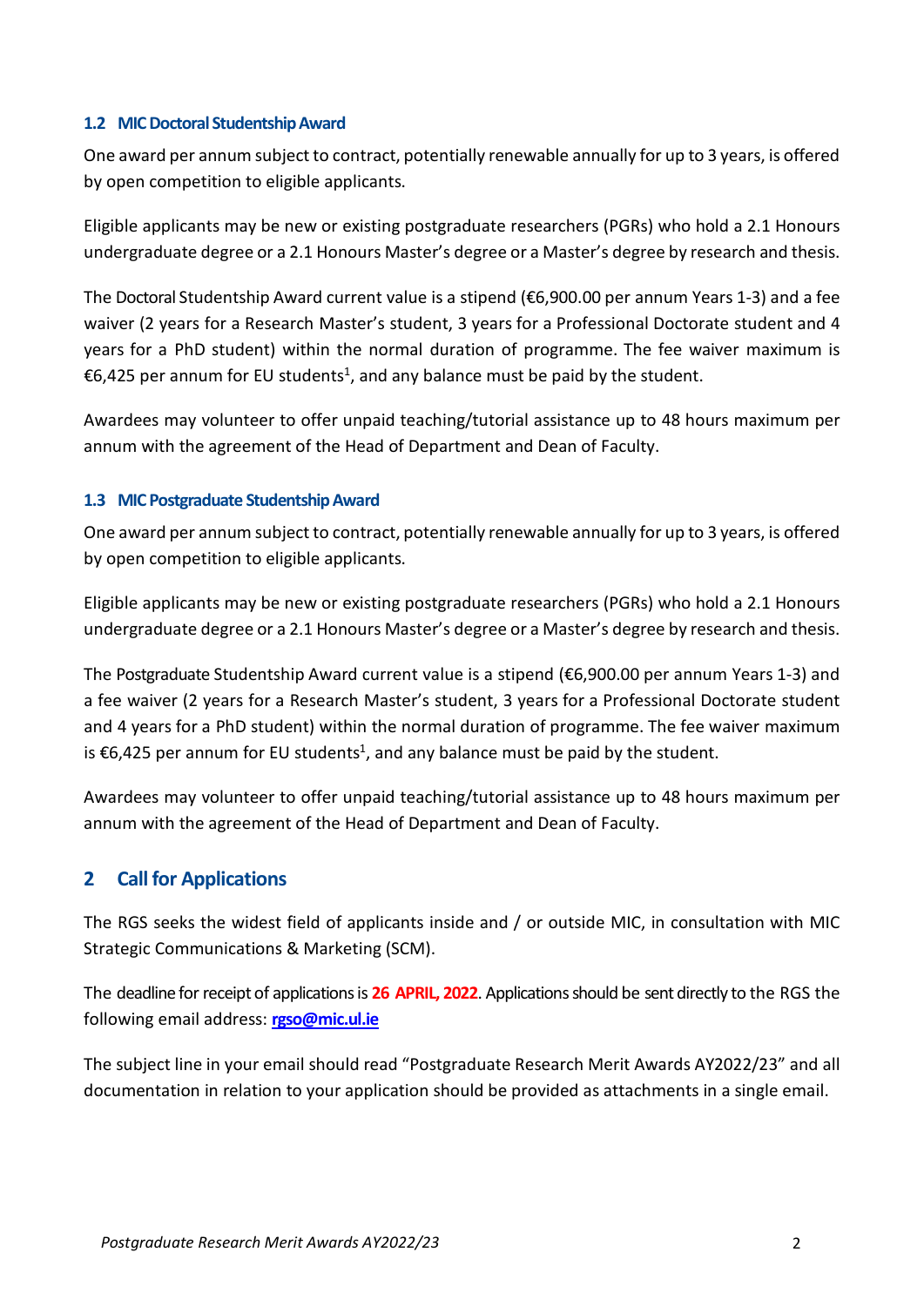### 1.2 MIC Doctoral Studentship Award

One award per annum subject to contract, potentially renewable annually for up to 3 years, is offered by open competition to eligible applicants.

Eligible applicants may be new or existing postgraduate researchers (PGRs) who hold a 2.1 Honours undergraduate degree or a 2.1 Honours Master's degree or a Master's degree by research and thesis.

The Doctoral Studentship Award current value is a stipend (€6,900.00 per annum Years 1-3) and a fee waiver (2 years for a Research Master's student, 3 years for a Professional Doctorate student and 4 years for a PhD student) within the normal duration of programme. The fee waiver maximum is €6,425 per annum for EU students[1], and any balance must be paid by the student.

Awardees may volunteer to offer unpaid teaching/tutorial assistance up to 48 hours maximum per annum with the agreement of the Head of Department and Dean of Faculty.

### 1.3 MIC Postgraduate Studentship Award

One award per annum subject to contract, potentially renewable annually for up to 3 years, is offered by open competition to eligible applicants.

Eligible applicants may be new or existing postgraduate researchers (PGRs) who hold a 2.1 Honours undergraduate degree or a 2.1 Honours Master's degree or a Master's degree by research and thesis.

The Postgraduate Studentship Award current value is a stipend (€6,900.00 per annum Years 1-3) and a fee waiver (2 years for a Research Master's student, 3 years for a Professional Doctorate student and 4 years for a PhD student) within the normal duration of programme. The fee waiver maximum is €6,425 per annum for EU students[1], and any balance must be paid by the student.

Awardees may volunteer to offer unpaid teaching/tutorial assistance up to 48 hours maximum per annum with the agreement of the Head of Department and Dean of Faculty.

## 2 Call for Applications

The RGS seeks the widest field of applicants inside and / or outside MIC, in consultation with MIC Strategic Communications & Marketing (SCM).

The deadline for receipt of applications is **26 APRIL, 2022**. Applications should be sent directly to the RGS the following email address: **rgso@mic.ul.ie**

The subject line in your email should read "Postgraduate Research Merit Awards AY2022/23" and all documentation in relation to your application should be provided as attachments in a single email.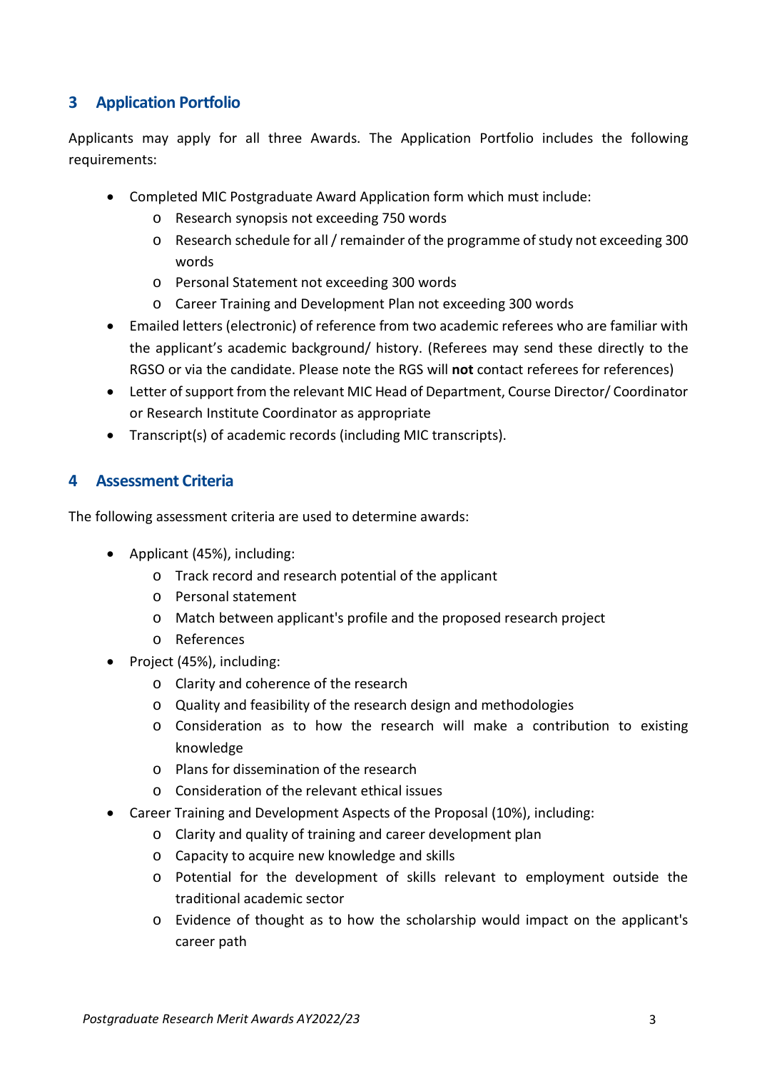## 3 Application Portfolio

Applicants may apply for all three Awards. The Application Portfolio includes the following requirements:

- Completed MIC Postgraduate Award Application form which must include:
  - Research synopsis not exceeding 750 words
  - Research schedule for all / remainder of the programme of study not exceeding 300 words
  - Personal Statement not exceeding 300 words
  - Career Training and Development Plan not exceeding 300 words
- Emailed letters (electronic) of reference from two academic referees who are familiar with the applicant's academic background/ history. (Referees may send these directly to the RGSO or via the candidate. Please note the RGS will **not** contact referees for references)
- Letter of support from the relevant MIC Head of Department, Course Director/ Coordinator or Research Institute Coordinator as appropriate
- Transcript(s) of academic records (including MIC transcripts).

## 4 Assessment Criteria

The following assessment criteria are used to determine awards:

- Applicant (45%), including:
  - Track record and research potential of the applicant
  - Personal statement
  - Match between applicant's profile and the proposed research project
  - References
- Project (45%), including:
  - Clarity and coherence of the research
  - Quality and feasibility of the research design and methodologies
  - Consideration as to how the research will make a contribution to existing knowledge
  - Plans for dissemination of the research
  - Consideration of the relevant ethical issues
- Career Training and Development Aspects of the Proposal (10%), including:
  - Clarity and quality of training and career development plan
  - Capacity to acquire new knowledge and skills
  - Potential for the development of skills relevant to employment outside the traditional academic sector
  - Evidence of thought as to how the scholarship would impact on the applicant's career path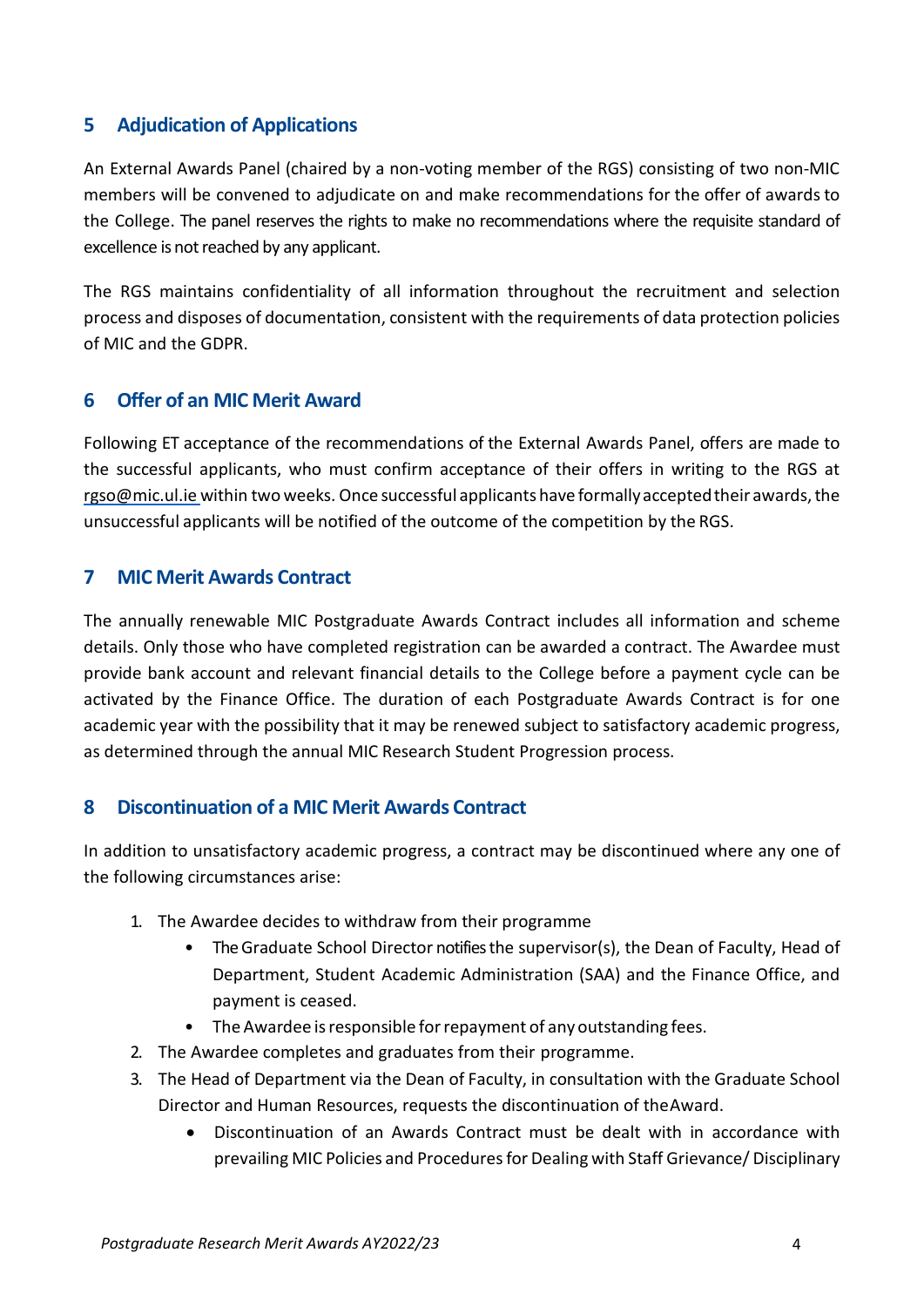## 5 Adjudication of Applications

An External Awards Panel (chaired by a non-voting member of the RGS) consisting of two non-MIC members will be convened to adjudicate on and make recommendations for the offer of awards to the College. The panel reserves the rights to make no recommendations where the requisite standard of excellence is not reached by any applicant.

The RGS maintains confidentiality of all information throughout the recruitment and selection process and disposes of documentation, consistent with the requirements of data protection policies of MIC and the GDPR.

## 6 Offer of an MIC Merit Award

Following ET acceptance of the recommendations of the External Awards Panel, offers are made to the successful applicants, who must confirm acceptance of their offers in writing to the RGS at rgso@mic.ul.ie within two weeks. Once successful applicants have formally accepted their awards, the unsuccessful applicants will be notified of the outcome of the competition by the RGS.

## 7 MIC Merit Awards Contract

The annually renewable MIC Postgraduate Awards Contract includes all information and scheme details. Only those who have completed registration can be awarded a contract. The Awardee must provide bank account and relevant financial details to the College before a payment cycle can be activated by the Finance Office. The duration of each Postgraduate Awards Contract is for one academic year with the possibility that it may be renewed subject to satisfactory academic progress, as determined through the annual MIC Research Student Progression process.

## 8 Discontinuation of a MIC Merit Awards Contract

In addition to unsatisfactory academic progress, a contract may be discontinued where any one of the following circumstances arise:

1. The Awardee decides to withdraw from their programme
   - The Graduate School Director notifies the supervisor(s), the Dean of Faculty, Head of Department, Student Academic Administration (SAA) and the Finance Office, and payment is ceased.
   - The Awardee is responsible for repayment of any outstanding fees.
2. The Awardee completes and graduates from their programme.
3. The Head of Department via the Dean of Faculty, in consultation with the Graduate School Director and Human Resources, requests the discontinuation of the Award.
   - Discontinuation of an Awards Contract must be dealt with in accordance with prevailing MIC Policies and Procedures for Dealing with Staff Grievance/ Disciplinary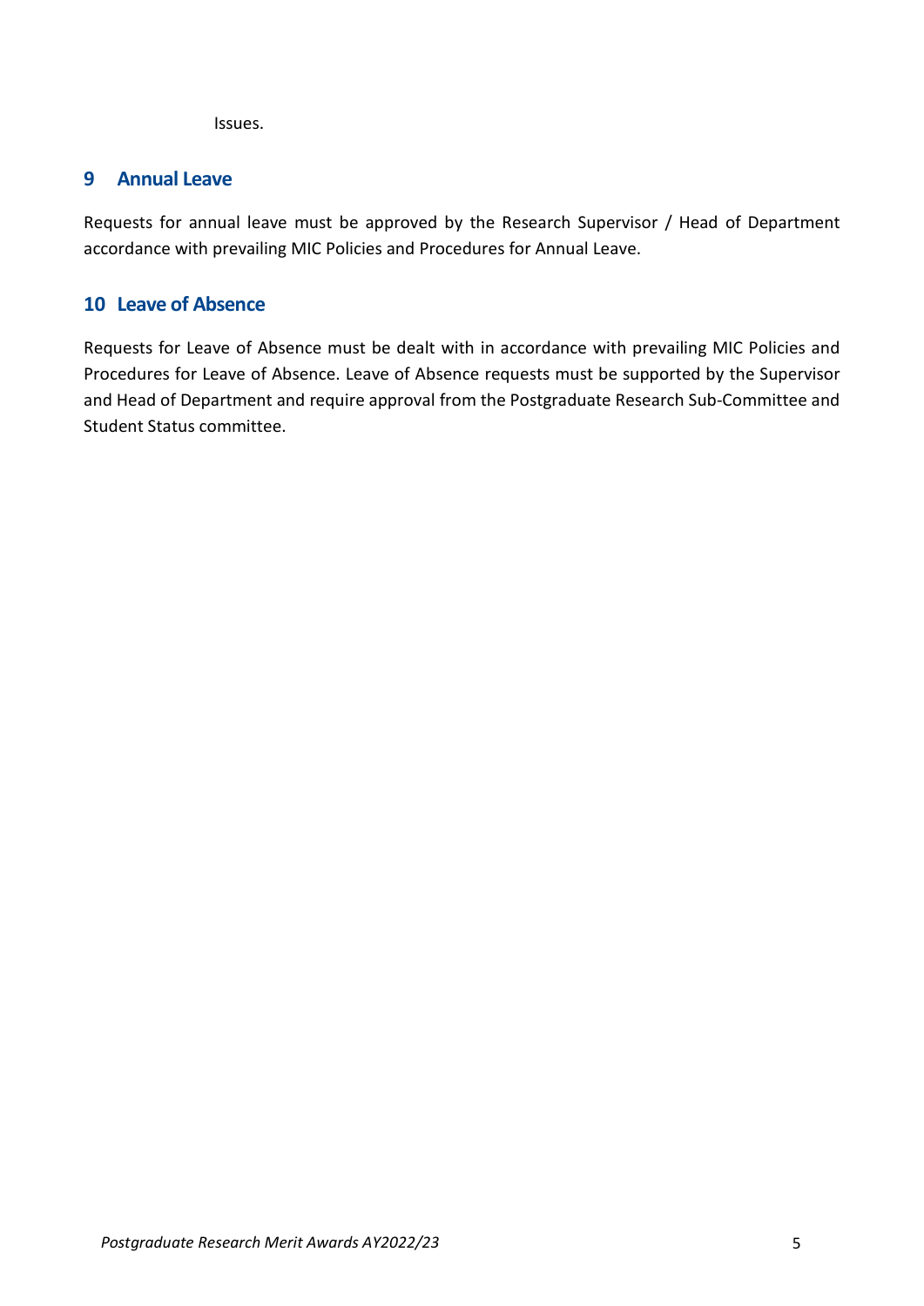Issues.

## 9 Annual Leave

Requests for annual leave must be approved by the Research Supervisor / Head of Department accordance with prevailing MIC Policies and Procedures for Annual Leave.

## 10 Leave of Absence

Requests for Leave of Absence must be dealt with in accordance with prevailing MIC Policies and Procedures for Leave of Absence. Leave of Absence requests must be supported by the Supervisor and Head of Department and require approval from the Postgraduate Research Sub-Committee and Student Status committee.